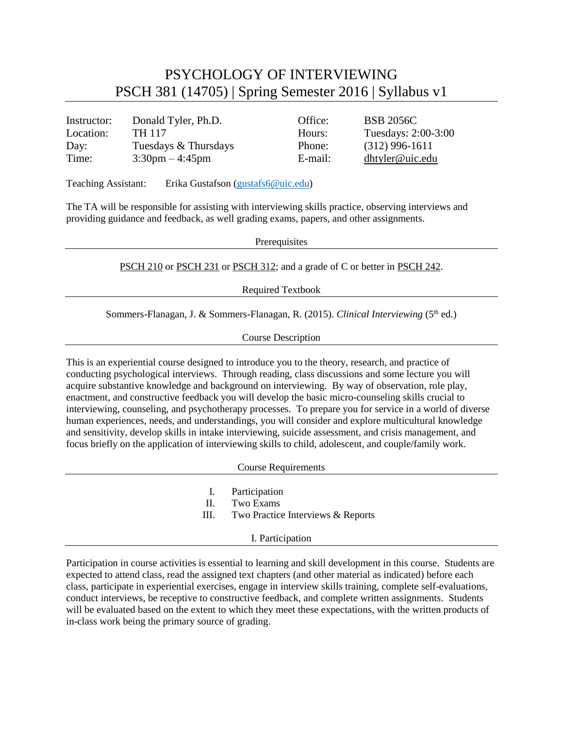# PSYCHOLOGY OF INTERVIEWING
## PSCH 381 (14705) | Spring Semester 2016 | Syllabus v1

| | | | |
|---|---|---|---|
| Instructor: | Donald Tyler, Ph.D. | Office: | BSB 2056C |
| Location: | TH 117 | Hours: | Tuesdays: 2:00-3:00 |
| Day: | Tuesdays & Thursdays | Phone: | (312) 996-1611 |
| Time: | 3:30pm – 4:45pm | E-mail: | dhtyler@uic.edu |

Teaching Assistant: Erika Gustafson (gustafs6@uic.edu)

The TA will be responsible for assisting with interviewing skills practice, observing interviews and providing guidance and feedback, as well grading exams, papers, and other assignments.

## Prerequisites

PSCH 210 or PSCH 231 or PSCH 312; and a grade of C or better in PSCH 242.

## Required Textbook

Sommers-Flanagan, J. & Sommers-Flanagan, R. (2015). *Clinical Interviewing* (5th ed.)

## Course Description

This is an experiential course designed to introduce you to the theory, research, and practice of conducting psychological interviews. Through reading, class discussions and some lecture you will acquire substantive knowledge and background on interviewing. By way of observation, role play, enactment, and constructive feedback you will develop the basic micro-counseling skills crucial to interviewing, counseling, and psychotherapy processes. To prepare you for service in a world of diverse human experiences, needs, and understandings, you will consider and explore multicultural knowledge and sensitivity, develop skills in intake interviewing, suicide assessment, and crisis management, and focus briefly on the application of interviewing skills to child, adolescent, and couple/family work.

## Course Requirements

I. Participation
II. Two Exams
III. Two Practice Interviews & Reports

## I. Participation

Participation in course activities is essential to learning and skill development in this course. Students are expected to attend class, read the assigned text chapters (and other material as indicated) before each class, participate in experiential exercises, engage in interview skills training, complete self-evaluations, conduct interviews, be receptive to constructive feedback, and complete written assignments. Students will be evaluated based on the extent to which they meet these expectations, with the written products of in-class work being the primary source of grading.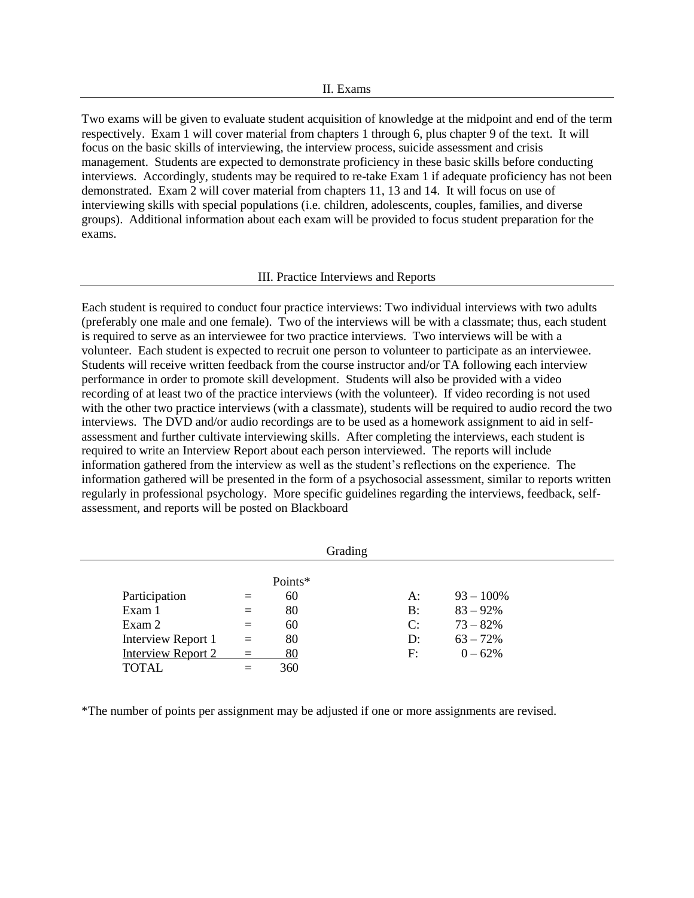## II. Exams

Two exams will be given to evaluate student acquisition of knowledge at the midpoint and end of the term respectively. Exam 1 will cover material from chapters 1 through 6, plus chapter 9 of the text. It will focus on the basic skills of interviewing, the interview process, suicide assessment and crisis management. Students are expected to demonstrate proficiency in these basic skills before conducting interviews. Accordingly, students may be required to re-take Exam 1 if adequate proficiency has not been demonstrated. Exam 2 will cover material from chapters 11, 13 and 14. It will focus on use of interviewing skills with special populations (i.e. children, adolescents, couples, families, and diverse groups). Additional information about each exam will be provided to focus student preparation for the exams.

## III. Practice Interviews and Reports

Each student is required to conduct four practice interviews: Two individual interviews with two adults (preferably one male and one female). Two of the interviews will be with a classmate; thus, each student is required to serve as an interviewee for two practice interviews. Two interviews will be with a volunteer. Each student is expected to recruit one person to volunteer to participate as an interviewee. Students will receive written feedback from the course instructor and/or TA following each interview performance in order to promote skill development. Students will also be provided with a video recording of at least two of the practice interviews (with the volunteer). If video recording is not used with the other two practice interviews (with a classmate), students will be required to audio record the two interviews. The DVD and/or audio recordings are to be used as a homework assignment to aid in self-assessment and further cultivate interviewing skills. After completing the interviews, each student is required to write an Interview Report about each person interviewed. The reports will include information gathered from the interview as well as the student's reflections on the experience. The information gathered will be presented in the form of a psychosocial assessment, similar to reports written regularly in professional psychology. More specific guidelines regarding the interviews, feedback, self-assessment, and reports will be posted on Blackboard

## Grading

| | | Points* |
|---|---|---|
| Participation | = | 60 |
| Exam 1 | = | 80 |
| Exam 2 | = | 60 |
| Interview Report 1 | = | 80 |
| Interview Report 2 | = | 80 |
| TOTAL | = | 360 |

| Grade | Range |
|---|---|
| A: | 93 – 100% |
| B: | 83 – 92% |
| C: | 73 – 82% |
| D: | 63 – 72% |
| F: | 0 – 62% |

*The number of points per assignment may be adjusted if one or more assignments are revised.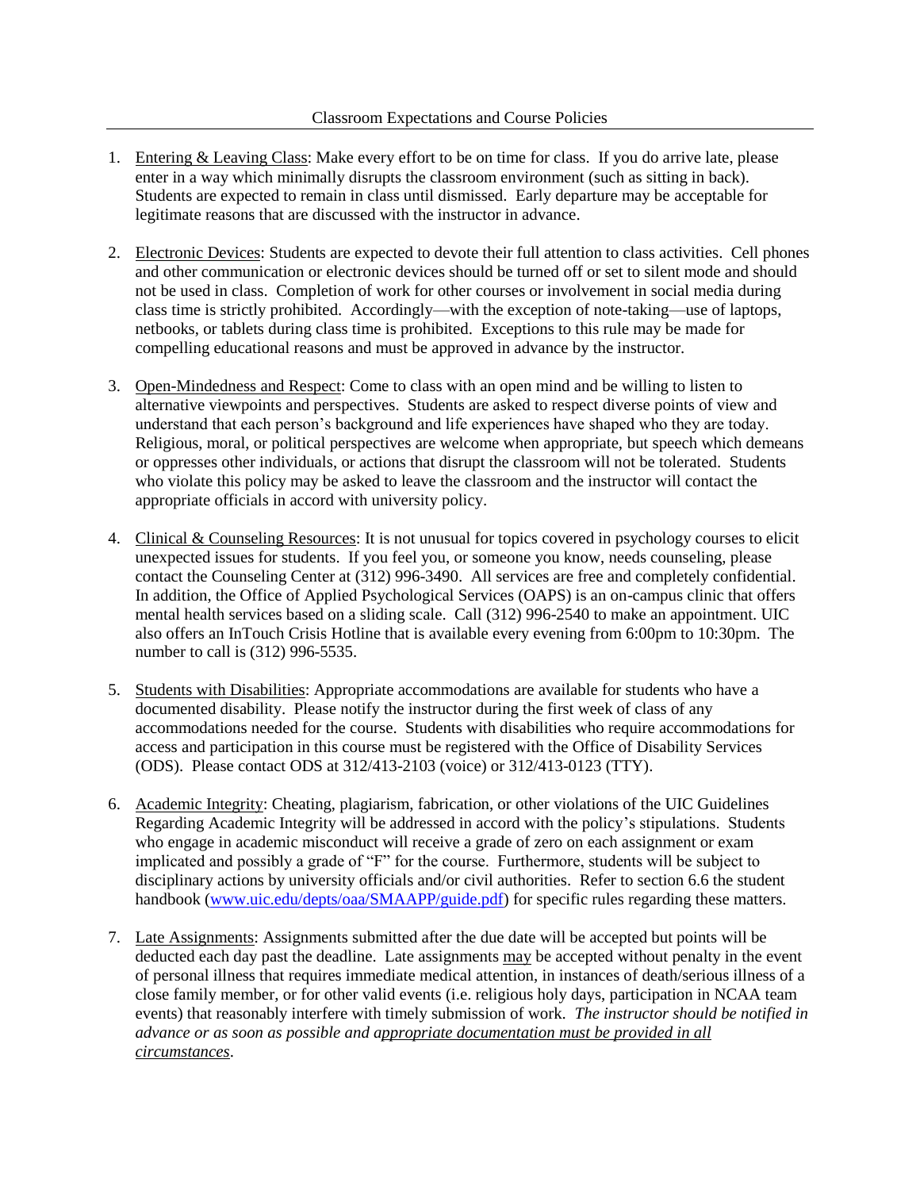## Classroom Expectations and Course Policies

1. <u>Entering & Leaving Class</u>: Make every effort to be on time for class. If you do arrive late, please enter in a way which minimally disrupts the classroom environment (such as sitting in back). Students are expected to remain in class until dismissed. Early departure may be acceptable for legitimate reasons that are discussed with the instructor in advance.

2. <u>Electronic Devices</u>: Students are expected to devote their full attention to class activities. Cell phones and other communication or electronic devices should be turned off or set to silent mode and should not be used in class. Completion of work for other courses or involvement in social media during class time is strictly prohibited. Accordingly—with the exception of note-taking—use of laptops, netbooks, or tablets during class time is prohibited. Exceptions to this rule may be made for compelling educational reasons and must be approved in advance by the instructor.

3. <u>Open-Mindedness and Respect</u>: Come to class with an open mind and be willing to listen to alternative viewpoints and perspectives. Students are asked to respect diverse points of view and understand that each person's background and life experiences have shaped who they are today. Religious, moral, or political perspectives are welcome when appropriate, but speech which demeans or oppresses other individuals, or actions that disrupt the classroom will not be tolerated. Students who violate this policy may be asked to leave the classroom and the instructor will contact the appropriate officials in accord with university policy.

4. <u>Clinical & Counseling Resources</u>: It is not unusual for topics covered in psychology courses to elicit unexpected issues for students. If you feel you, or someone you know, needs counseling, please contact the Counseling Center at (312) 996-3490. All services are free and completely confidential. In addition, the Office of Applied Psychological Services (OAPS) is an on-campus clinic that offers mental health services based on a sliding scale. Call (312) 996-2540 to make an appointment. UIC also offers an InTouch Crisis Hotline that is available every evening from 6:00pm to 10:30pm. The number to call is (312) 996-5535.

5. <u>Students with Disabilities</u>: Appropriate accommodations are available for students who have a documented disability. Please notify the instructor during the first week of class of any accommodations needed for the course. Students with disabilities who require accommodations for access and participation in this course must be registered with the Office of Disability Services (ODS). Please contact ODS at 312/413-2103 (voice) or 312/413-0123 (TTY).

6. <u>Academic Integrity</u>: Cheating, plagiarism, fabrication, or other violations of the UIC Guidelines Regarding Academic Integrity will be addressed in accord with the policy's stipulations. Students who engage in academic misconduct will receive a grade of zero on each assignment or exam implicated and possibly a grade of "F" for the course. Furthermore, students will be subject to disciplinary actions by university officials and/or civil authorities. Refer to section 6.6 the student handbook (www.uic.edu/depts/oaa/SMAAPP/guide.pdf) for specific rules regarding these matters.

7. <u>Late Assignments</u>: Assignments submitted after the due date will be accepted but points will be deducted each day past the deadline. Late assignments <u>may</u> be accepted without penalty in the event of personal illness that requires immediate medical attention, in instances of death/serious illness of a close family member, or for other valid events (i.e. religious holy days, participation in NCAA team events) that reasonably interfere with timely submission of work. *The instructor should be notified in advance or as soon as possible and <u>appropriate documentation must be provided in all circumstances</u>.*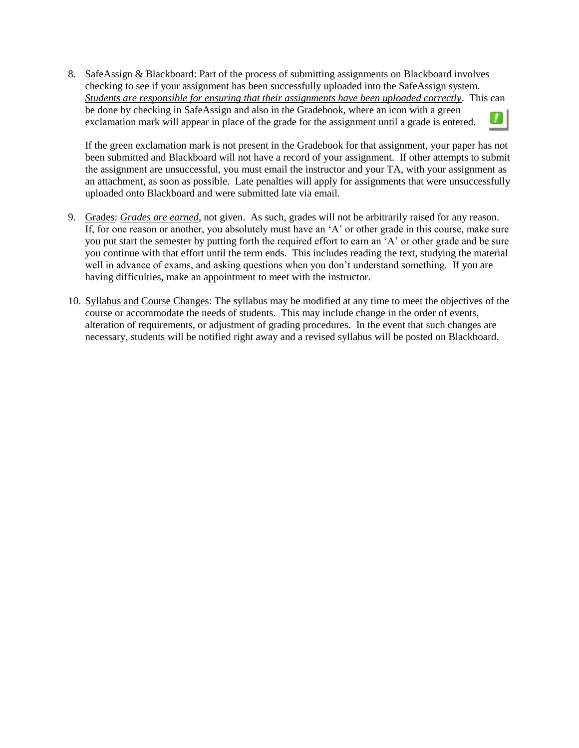8. <u>SafeAssign & Blackboard</u>: Part of the process of submitting assignments on Blackboard involves checking to see if your assignment has been successfully uploaded into the SafeAssign system. *<u>Students are responsible for ensuring that their assignments have been uploaded correctly</u>*. This can be done by checking in SafeAssign and also in the Gradebook, where an icon with a green exclamation mark will appear in place of the grade for the assignment until a grade is entered.

   If the green exclamation mark is not present in the Gradebook for that assignment, your paper has not been submitted and Blackboard will not have a record of your assignment. If other attempts to submit the assignment are unsuccessful, you must email the instructor and your TA, with your assignment as an attachment, as soon as possible. Late penalties will apply for assignments that were unsuccessfully uploaded onto Blackboard and were submitted late via email.

9. <u>Grades</u>: *<u>Grades are earned</u>*, not given. As such, grades will not be arbitrarily raised for any reason. If, for one reason or another, you absolutely must have an 'A' or other grade in this course, make sure you put start the semester by putting forth the required effort to earn an 'A' or other grade and be sure you continue with that effort until the term ends. This includes reading the text, studying the material well in advance of exams, and asking questions when you don't understand something. If you are having difficulties, make an appointment to meet with the instructor.

10. <u>Syllabus and Course Changes</u>: The syllabus may be modified at any time to meet the objectives of the course or accommodate the needs of students. This may include change in the order of events, alteration of requirements, or adjustment of grading procedures. In the event that such changes are necessary, students will be notified right away and a revised syllabus will be posted on Blackboard.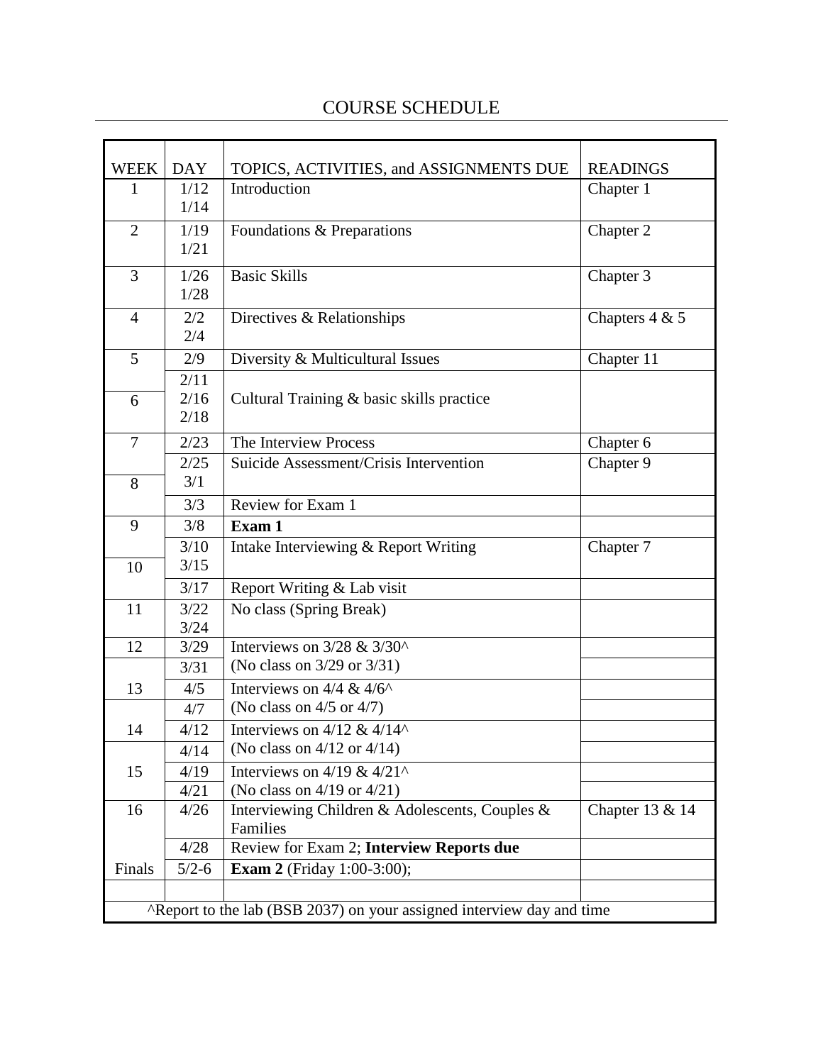## COURSE SCHEDULE

| WEEK | DAY | TOPICS, ACTIVITIES, and ASSIGNMENTS DUE | READINGS |
|---|---|---|---|
| 1 | 1/12<br>1/14 | Introduction | Chapter 1 |
| 2 | 1/19<br>1/21 | Foundations & Preparations | Chapter 2 |
| 3 | 1/26<br>1/28 | Basic Skills | Chapter 3 |
| 4 | 2/2<br>2/4 | Directives & Relationships | Chapters 4 & 5 |
| 5 | 2/9 | Diversity & Multicultural Issues | Chapter 11 |
| | 2/11 | Cultural Training & basic skills practice | |
| 6 | 2/16<br>2/18 | | |
| 7 | 2/23 | The Interview Process | Chapter 6 |
| | 2/25 | Suicide Assessment/Crisis Intervention | Chapter 9 |
| 8 | 3/1 | | |
| | 3/3 | Review for Exam 1 | |
| 9 | 3/8 | **Exam 1** | |
| | 3/10 | Intake Interviewing & Report Writing | Chapter 7 |
| 10 | 3/15 | | |
| | 3/17 | Report Writing & Lab visit | |
| 11 | 3/22<br>3/24 | No class (Spring Break) | |
| 12 | 3/29 | Interviews on 3/28 & 3/30^ | |
| | 3/31 | (No class on 3/29 or 3/31) | |
| 13 | 4/5 | Interviews on 4/4 & 4/6^ | |
| | 4/7 | (No class on 4/5 or 4/7) | |
| 14 | 4/12 | Interviews on 4/12 & 4/14^ | |
| | 4/14 | (No class on 4/12 or 4/14) | |
| 15 | 4/19 | Interviews on 4/19 & 4/21^ | |
| | 4/21 | (No class on 4/19 or 4/21) | |
| 16 | 4/26 | Interviewing Children & Adolescents, Couples & Families | Chapter 13 & 14 |
| | 4/28 | Review for Exam 2; **Interview Reports due** | |
| Finals | 5/2-6 | **Exam 2** (Friday 1:00-3:00); | |
| | | | |
| ^Report to the lab (BSB 2037) on your assigned interview day and time | | | |